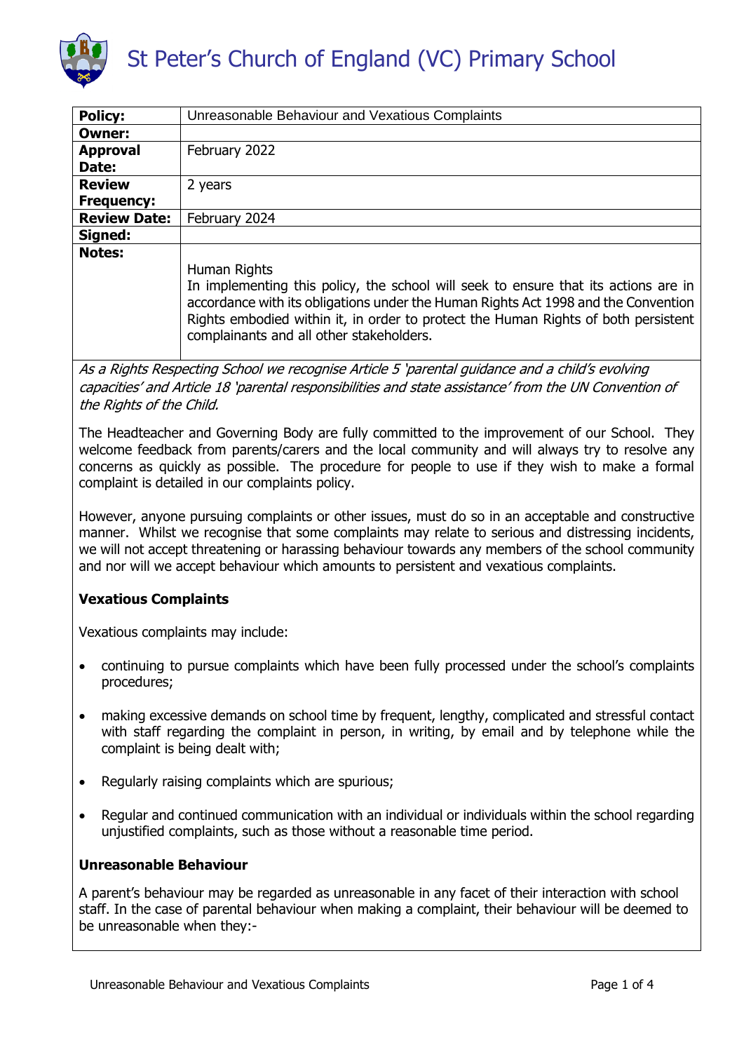# St Peter's Church of England (VC) Primary School

| Policy: | Unreasonable Behaviour and Vexatious Complaints |
|---|---|
| Owner: | |
| Approval Date: | February 2022 |
| Review Frequency: | 2 years |
| Review Date: | February 2024 |
| Signed: | |
| Notes: | Human Rights<br>In implementing this policy, the school will seek to ensure that its actions are in accordance with its obligations under the Human Rights Act 1998 and the Convention Rights embodied within it, in order to protect the Human Rights of both persistent complainants and all other stakeholders. |

*As a Rights Respecting School we recognise Article 5 'parental guidance and a child's evolving capacities' and Article 18 'parental responsibilities and state assistance' from the UN Convention of the Rights of the Child.*

The Headteacher and Governing Body are fully committed to the improvement of our School. They welcome feedback from parents/carers and the local community and will always try to resolve any concerns as quickly as possible. The procedure for people to use if they wish to make a formal complaint is detailed in our complaints policy.

However, anyone pursuing complaints or other issues, must do so in an acceptable and constructive manner. Whilst we recognise that some complaints may relate to serious and distressing incidents, we will not accept threatening or harassing behaviour towards any members of the school community and nor will we accept behaviour which amounts to persistent and vexatious complaints.

**Vexatious Complaints**

Vexatious complaints may include:

- continuing to pursue complaints which have been fully processed under the school's complaints procedures;
- making excessive demands on school time by frequent, lengthy, complicated and stressful contact with staff regarding the complaint in person, in writing, by email and by telephone while the complaint is being dealt with;
- Regularly raising complaints which are spurious;
- Regular and continued communication with an individual or individuals within the school regarding unjustified complaints, such as those without a reasonable time period.

**Unreasonable Behaviour**

A parent's behaviour may be regarded as unreasonable in any facet of their interaction with school staff. In the case of parental behaviour when making a complaint, their behaviour will be deemed to be unreasonable when they:-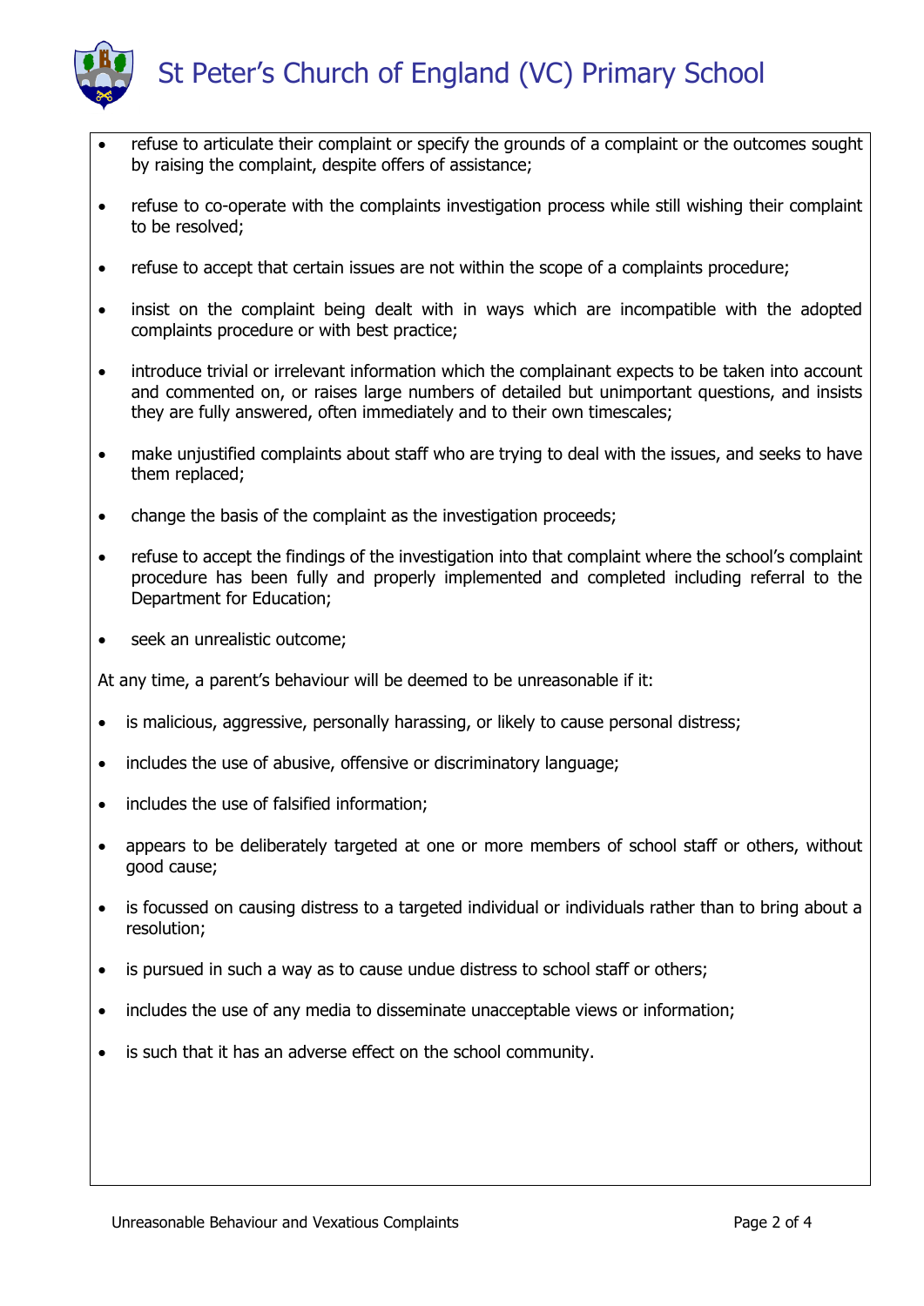- refuse to articulate their complaint or specify the grounds of a complaint or the outcomes sought by raising the complaint, despite offers of assistance;
- refuse to co-operate with the complaints investigation process while still wishing their complaint to be resolved;
- refuse to accept that certain issues are not within the scope of a complaints procedure;
- insist on the complaint being dealt with in ways which are incompatible with the adopted complaints procedure or with best practice;
- introduce trivial or irrelevant information which the complainant expects to be taken into account and commented on, or raises large numbers of detailed but unimportant questions, and insists they are fully answered, often immediately and to their own timescales;
- make unjustified complaints about staff who are trying to deal with the issues, and seeks to have them replaced;
- change the basis of the complaint as the investigation proceeds;
- refuse to accept the findings of the investigation into that complaint where the school's complaint procedure has been fully and properly implemented and completed including referral to the Department for Education;
- seek an unrealistic outcome;

At any time, a parent's behaviour will be deemed to be unreasonable if it:

- is malicious, aggressive, personally harassing, or likely to cause personal distress;
- includes the use of abusive, offensive or discriminatory language;
- includes the use of falsified information;
- appears to be deliberately targeted at one or more members of school staff or others, without good cause;
- is focussed on causing distress to a targeted individual or individuals rather than to bring about a resolution;
- is pursued in such a way as to cause undue distress to school staff or others;
- includes the use of any media to disseminate unacceptable views or information;
- is such that it has an adverse effect on the school community.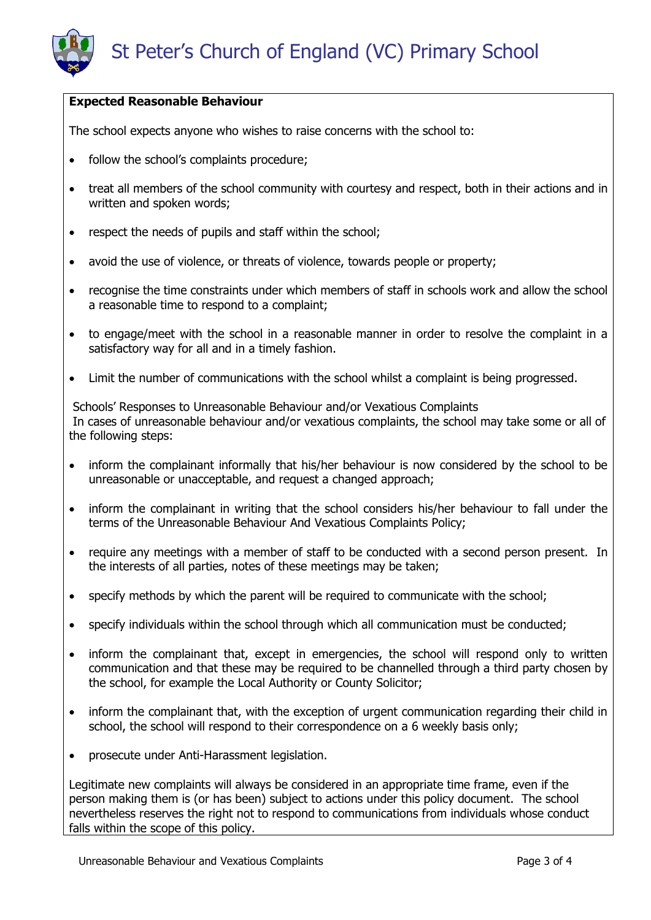**Expected Reasonable Behaviour**

The school expects anyone who wishes to raise concerns with the school to:

- follow the school's complaints procedure;
- treat all members of the school community with courtesy and respect, both in their actions and in written and spoken words;
- respect the needs of pupils and staff within the school;
- avoid the use of violence, or threats of violence, towards people or property;
- recognise the time constraints under which members of staff in schools work and allow the school a reasonable time to respond to a complaint;
- to engage/meet with the school in a reasonable manner in order to resolve the complaint in a satisfactory way for all and in a timely fashion.
- Limit the number of communications with the school whilst a complaint is being progressed.

Schools' Responses to Unreasonable Behaviour and/or Vexatious Complaints
In cases of unreasonable behaviour and/or vexatious complaints, the school may take some or all of the following steps:

- inform the complainant informally that his/her behaviour is now considered by the school to be unreasonable or unacceptable, and request a changed approach;
- inform the complainant in writing that the school considers his/her behaviour to fall under the terms of the Unreasonable Behaviour And Vexatious Complaints Policy;
- require any meetings with a member of staff to be conducted with a second person present. In the interests of all parties, notes of these meetings may be taken;
- specify methods by which the parent will be required to communicate with the school;
- specify individuals within the school through which all communication must be conducted;
- inform the complainant that, except in emergencies, the school will respond only to written communication and that these may be required to be channelled through a third party chosen by the school, for example the Local Authority or County Solicitor;
- inform the complainant that, with the exception of urgent communication regarding their child in school, the school will respond to their correspondence on a 6 weekly basis only;
- prosecute under Anti-Harassment legislation.

Legitimate new complaints will always be considered in an appropriate time frame, even if the person making them is (or has been) subject to actions under this policy document. The school nevertheless reserves the right not to respond to communications from individuals whose conduct falls within the scope of this policy.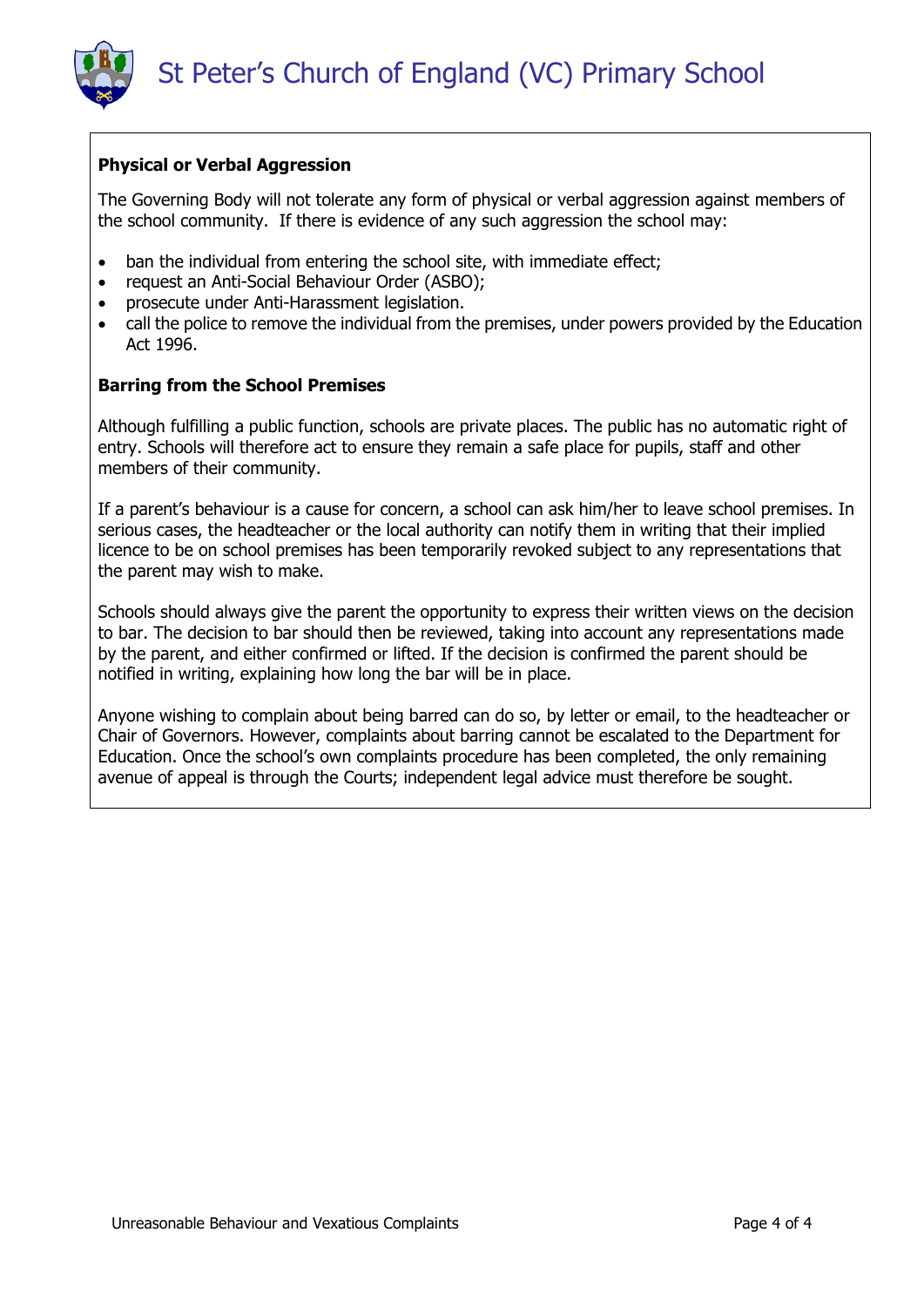**Physical or Verbal Aggression**

The Governing Body will not tolerate any form of physical or verbal aggression against members of the school community. If there is evidence of any such aggression the school may:

- ban the individual from entering the school site, with immediate effect;
- request an Anti-Social Behaviour Order (ASBO);
- prosecute under Anti-Harassment legislation.
- call the police to remove the individual from the premises, under powers provided by the Education Act 1996.

**Barring from the School Premises**

Although fulfilling a public function, schools are private places. The public has no automatic right of entry. Schools will therefore act to ensure they remain a safe place for pupils, staff and other members of their community.

If a parent's behaviour is a cause for concern, a school can ask him/her to leave school premises. In serious cases, the headteacher or the local authority can notify them in writing that their implied licence to be on school premises has been temporarily revoked subject to any representations that the parent may wish to make.

Schools should always give the parent the opportunity to express their written views on the decision to bar. The decision to bar should then be reviewed, taking into account any representations made by the parent, and either confirmed or lifted. If the decision is confirmed the parent should be notified in writing, explaining how long the bar will be in place.

Anyone wishing to complain about being barred can do so, by letter or email, to the headteacher or Chair of Governors. However, complaints about barring cannot be escalated to the Department for Education. Once the school's own complaints procedure has been completed, the only remaining avenue of appeal is through the Courts; independent legal advice must therefore be sought.